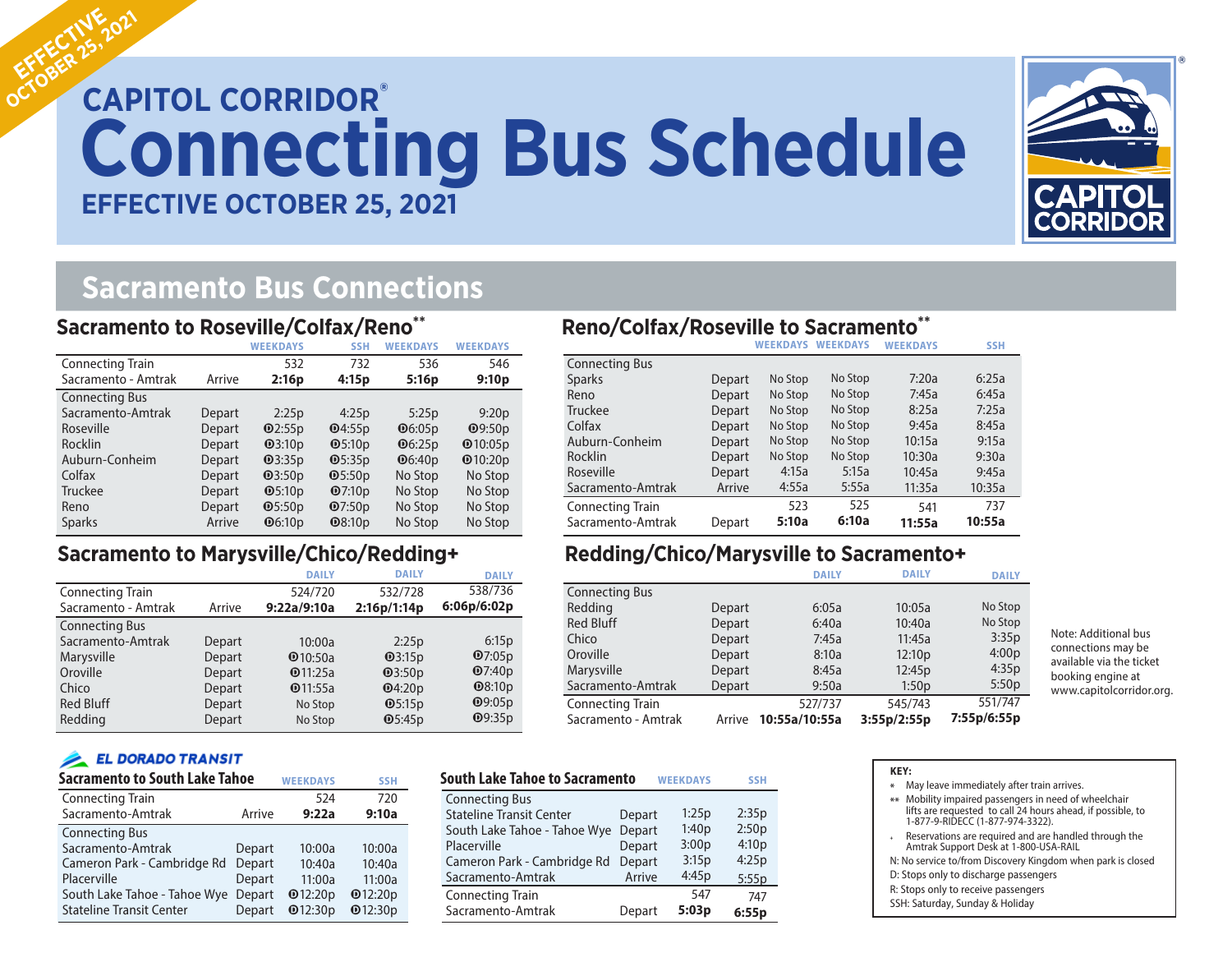EFFECTIVE OCTOBER 25, 2021

# CAPITOL CORRIDOR® Connecting Bus Schedule

**EFFECTIVE OCTOBER 25, 2021**

CAPITOL CORRIDOR

## Sacramento Bus Connections

### Sacramento to Roseville/Colfax/Reno**

| | | WEEKDAYS | SSH | WEEKDAYS | WEEKDAYS |
|---|---|---|---|---|---|
| Connecting Train | | 532 | 732 | 536 | 546 |
| Sacramento - Amtrak | Arrive | **2:16p** | **4:15p** | **5:16p** | **9:10p** |
| Connecting Bus | | | | | |
| Sacramento-Amtrak | Depart | 2:25p | 4:25p | 5:25p | 9:20p |
| Roseville | Depart | D2:55p | D4:55p | D6:05p | D9:50p |
| Rocklin | Depart | D3:10p | D5:10p | D6:25p | D10:05p |
| Auburn-Conheim | Depart | D3:35p | D5:35p | D6:40p | D10:20p |
| Colfax | Depart | D3:50p | D5:50p | No Stop | No Stop |
| Truckee | Depart | D5:10p | D7:10p | No Stop | No Stop |
| Reno | Depart | D5:50p | D7:50p | No Stop | No Stop |
| Sparks | Arrive | D6:10p | D8:10p | No Stop | No Stop |

### Reno/Colfax/Roseville to Sacramento**

| | | WEEKDAYS | WEEKDAYS | WEEKDAYS | SSH |
|---|---|---|---|---|---|
| Connecting Bus | | | | | |
| Sparks | Depart | No Stop | No Stop | 7:20a | 6:25a |
| Reno | Depart | No Stop | No Stop | 7:45a | 6:45a |
| Truckee | Depart | No Stop | No Stop | 8:25a | 7:25a |
| Colfax | Depart | No Stop | No Stop | 9:45a | 8:45a |
| Auburn-Conheim | Depart | No Stop | No Stop | 10:15a | 9:15a |
| Rocklin | Depart | No Stop | No Stop | 10:30a | 9:30a |
| Roseville | Depart | 4:15a | 5:15a | 10:45a | 9:45a |
| Sacramento-Amtrak | Arrive | 4:55a | 5:55a | 11:35a | 10:35a |
| Connecting Train | | 523 | 525 | 541 | 737 |
| Sacramento-Amtrak | Depart | **5:10a** | **6:10a** | **11:55a** | **10:55a** |

### Sacramento to Marysville/Chico/Redding+

| | | DAILY | DAILY | DAILY |
|---|---|---|---|---|
| Connecting Train | | 524/720 | 532/728 | 538/736 |
| Sacramento - Amtrak | Arrive | **9:22a/9:10a** | **2:16p/1:14p** | **6:06p/6:02p** |
| Connecting Bus | | | | |
| Sacramento-Amtrak | Depart | 10:00a | 2:25p | 6:15p |
| Marysville | Depart | D10:50a | D3:15p | D7:05p |
| Oroville | Depart | D11:25a | D3:50p | D7:40p |
| Chico | Depart | D11:55a | D4:20p | D8:10p |
| Red Bluff | Depart | No Stop | D5:15p | D9:05p |
| Redding | Depart | No Stop | D5:45p | D9:35p |

### Redding/Chico/Marysville to Sacramento+

| | | DAILY | DAILY | DAILY |
|---|---|---|---|---|
| Connecting Bus | | | | |
| Redding | Depart | 6:05a | 10:05a | No Stop |
| Red Bluff | Depart | 6:40a | 10:40a | No Stop |
| Chico | Depart | 7:45a | 11:45a | 3:35p |
| Oroville | Depart | 8:10a | 12:10p | 4:00p |
| Marysville | Depart | 8:45a | 12:45p | 4:35p |
| Sacramento-Amtrak | Depart | 9:50a | 1:50p | 5:50p |
| Connecting Train | | 527/737 | 545/743 | 551/747 |
| Sacramento - Amtrak | Arrive | **10:55a/10:55a** | **3:55p/2:55p** | **7:55p/6:55p** |

Note: Additional bus connections may be available via the ticket booking engine at www.capitolcorridor.org.

EL DORADO TRANSIT

### Sacramento to South Lake Tahoe

| | | WEEKDAYS | SSH |
|---|---|---|---|
| Connecting Train | | 524 | 720 |
| Sacramento-Amtrak | Arrive | **9:22a** | **9:10a** |
| Connecting Bus | | | |
| Sacramento-Amtrak | Depart | 10:00a | 10:00a |
| Cameron Park - Cambridge Rd | Depart | 10:40a | 10:40a |
| Placerville | Depart | 11:00a | 11:00a |
| South Lake Tahoe - Tahoe Wye | Depart | D12:20p | D12:20p |
| Stateline Transit Center | Depart | D12:30p | D12:30p |

### South Lake Tahoe to Sacramento

| | | WEEKDAYS | SSH |
|---|---|---|---|
| Connecting Bus | | | |
| Stateline Transit Center | Depart | 1:25p | 2:35p |
| South Lake Tahoe - Tahoe Wye | Depart | 1:40p | 2:50p |
| Placerville | Depart | 3:00p | 4:10p |
| Cameron Park - Cambridge Rd | Depart | 3:15p | 4:25p |
| Sacramento-Amtrak | Arrive | 4:45p | 5:55p |
| Connecting Train | | 547 | 747 |
| Sacramento-Amtrak | Depart | **5:03p** | **6:55p** |

**KEY:**

- * May leave immediately after train arrives.
- ** Mobility impaired passengers in need of wheelchair lifts are requested to call 24 hours ahead, if possible, to 1-877-9-RIDECC (1-877-974-3322).
- + Reservations are required and are handled through the Amtrak Support Desk at 1-800-USA-RAIL
- N: No service to/from Discovery Kingdom when park is closed
- D: Stops only to discharge passengers
- R: Stops only to receive passengers
- SSH: Saturday, Sunday & Holiday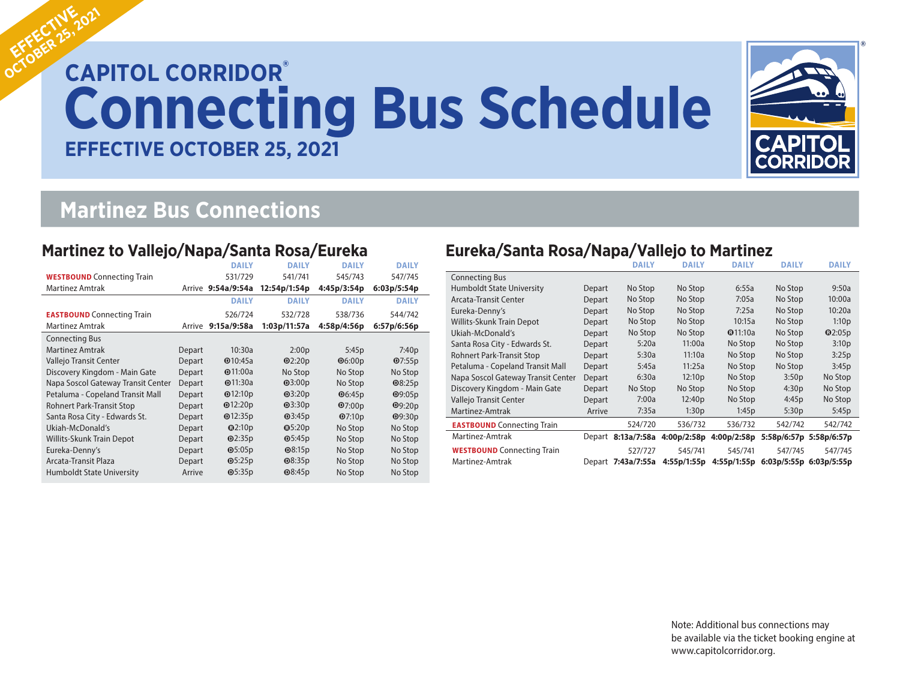EFFECTIVE OCTOBER 25, 2021

# CAPITOL CORRIDOR® Connecting Bus Schedule

**EFFECTIVE OCTOBER 25, 2021**

CAPITOL CORRIDOR

## Martinez Bus Connections

### Martinez to Vallejo/Napa/Santa Rosa/Eureka

| | | DAILY | DAILY | DAILY | DAILY |
|---|---|---|---|---|---|
| **WESTBOUND** Connecting Train | | 531/729 | 541/741 | 545/743 | 547/745 |
| Martinez Amtrak | Arrive | **9:54a/9:54a** | **12:54p/1:54p** | **4:45p/3:54p** | **6:03p/5:54p** |
| | | DAILY | DAILY | DAILY | DAILY |
| **EASTBOUND** Connecting Train | | 526/724 | 532/728 | 538/736 | 544/742 |
| Martinez Amtrak | Arrive | **9:15a/9:58a** | **1:03p/11:57a** | **4:58p/4:56p** | **6:57p/6:56p** |
| Connecting Bus | | | | | |
| Martinez Amtrak | Depart | 10:30a | 2:00p | 5:45p | 7:40p |
| Vallejo Transit Center | Depart | ❶10:45a | ❶2:20p | ❶6:00p | ❶7:55p |
| Discovery Kingdom - Main Gate | Depart | ❶11:00a | No Stop | No Stop | No Stop |
| Napa Soscol Gateway Transit Center | Depart | ❶11:30a | ❶3:00p | No Stop | ❶8:25p |
| Petaluma - Copeland Transit Mall | Depart | ❶12:10p | ❶3:20p | ❶6:45p | ❶9:05p |
| Rohnert Park-Transit Stop | Depart | ❶12:20p | ❶3:30p | ❶7:00p | ❶9:20p |
| Santa Rosa City - Edwards St. | Depart | ❶12:35p | ❶3:45p | ❶7:10p | ❶9:30p |
| Ukiah-McDonald's | Depart | ❶2:10p | ❶5:20p | No Stop | No Stop |
| Willits-Skunk Train Depot | Depart | ❶2:35p | ❶5:45p | No Stop | No Stop |
| Eureka-Denny's | Depart | ❶5:05p | ❶8:15p | No Stop | No Stop |
| Arcata-Transit Plaza | Depart | ❶5:25p | ❶8:35p | No Stop | No Stop |
| Humboldt State University | Arrive | ❶5:35p | ❶8:45p | No Stop | No Stop |

### Eureka/Santa Rosa/Napa/Vallejo to Martinez

| | | DAILY | DAILY | DAILY | DAILY | DAILY |
|---|---|---|---|---|---|---|
| Connecting Bus | | | | | | |
| Humboldt State University | Depart | No Stop | No Stop | 6:55a | No Stop | 9:50a |
| Arcata-Transit Center | Depart | No Stop | No Stop | 7:05a | No Stop | 10:00a |
| Eureka-Denny's | Depart | No Stop | No Stop | 7:25a | No Stop | 10:20a |
| Willits-Skunk Train Depot | Depart | No Stop | No Stop | 10:15a | No Stop | 1:10p |
| Ukiah-McDonald's | Depart | No Stop | No Stop | ❶11:10a | No Stop | ❶2:05p |
| Santa Rosa City - Edwards St. | Depart | 5:20a | 11:00a | No Stop | No Stop | 3:10p |
| Rohnert Park-Transit Stop | Depart | 5:30a | 11:10a | No Stop | No Stop | 3:25p |
| Petaluma - Copeland Transit Mall | Depart | 5:45a | 11:25a | No Stop | No Stop | 3:45p |
| Napa Soscol Gateway Transit Center | Depart | 6:30a | 12:10p | No Stop | 3:50p | No Stop |
| Discovery Kingdom - Main Gate | Depart | No Stop | No Stop | No Stop | 4:30p | No Stop |
| Vallejo Transit Center | Depart | 7:00a | 12:40p | No Stop | 4:45p | No Stop |
| Martinez-Amtrak | Arrive | 7:35a | 1:30p | 1:45p | 5:30p | 5:45p |
| **EASTBOUND** Connecting Train | | 524/720 | 536/732 | 536/732 | 542/742 | 542/742 |
| Martinez-Amtrak | Depart | **8:13a/7:58a** | **4:00p/2:58p** | **4:00p/2:58p** | **5:58p/6:57p** | **5:58p/6:57p** |
| **WESTBOUND** Connecting Train | | 527/727 | 545/741 | 545/741 | 547/745 | 547/745 |
| Martinez-Amtrak | Depart | **7:43a/7:55a** | **4:55p/1:55p** | **4:55p/1:55p** | **6:03p/5:55p** | **6:03p/5:55p** |

Note: Additional bus connections may be available via the ticket booking engine at www.capitolcorridor.org.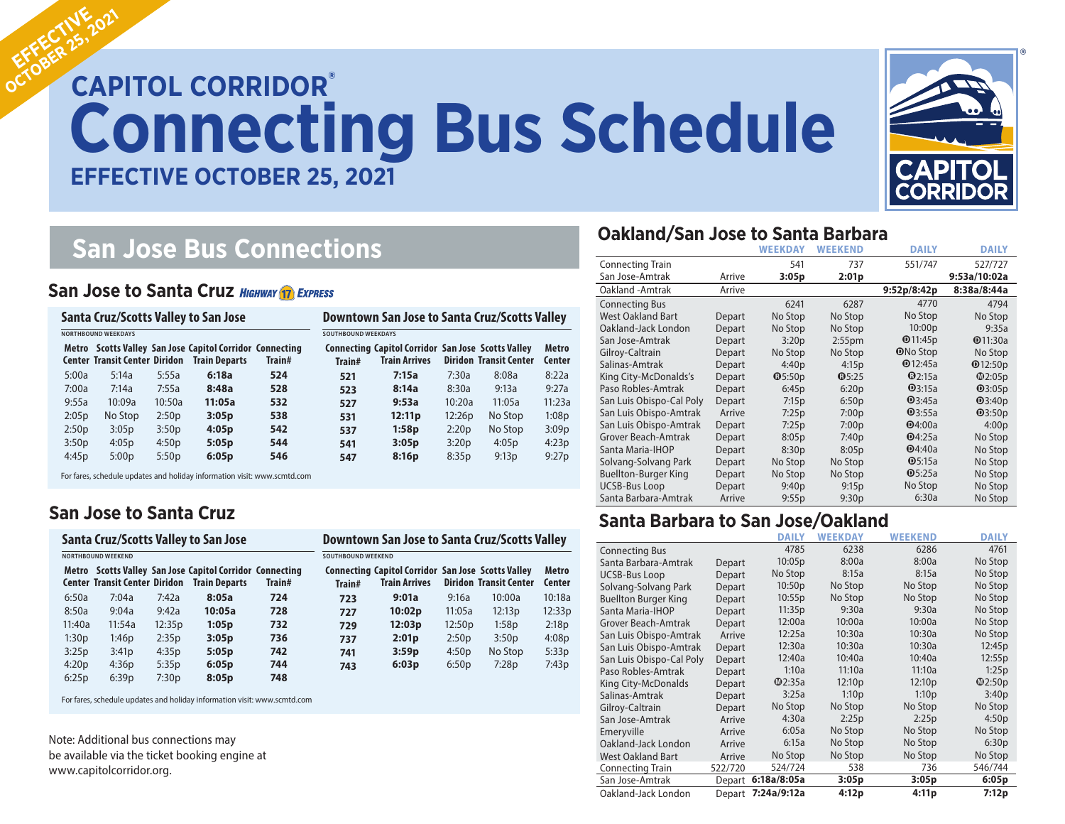EFFECTIVE OCTOBER 25, 2021

# CAPITOL CORRIDOR® Connecting Bus Schedule

**EFFECTIVE OCTOBER 25, 2021**

## San Jose Bus Connections

### San Jose to Santa Cruz *HIGHWAY 17 EXPRESS*

**Santa Cruz/Scotts Valley to San Jose**

NORTHBOUND WEEKDAYS

| Metro Center | Scotts Valley Transit Center | San Jose Diridon | Capitol Corridor Train Departs | Connecting Train# |
|---|---|---|---|---|
| 5:00a | 5:14a | 5:55a | **6:18a** | **524** |
| 7:00a | 7:14a | 7:55a | **8:48a** | **528** |
| 9:55a | 10:09a | 10:50a | **11:05a** | **532** |
| 2:05p | No Stop | 2:50p | **3:05p** | **538** |
| 2:50p | 3:05p | 3:50p | **4:05p** | **542** |
| 3:50p | 4:05p | 4:50p | **5:05p** | **544** |
| 4:45p | 5:00p | 5:50p | **6:05p** | **546** |

**Downtown San Jose to Santa Cruz/Scotts Valley**

SOUTHBOUND WEEKDAYS

| Connecting Train# | Capitol Corridor Train Arrives | San Jose Diridon | Scotts Valley Transit Center | Metro Center |
|---|---|---|---|---|
| **521** | **7:15a** | 7:30a | 8:08a | 8:22a |
| **523** | **8:14a** | 8:30a | 9:13a | 9:27a |
| **527** | **9:53a** | 10:20a | 11:05a | 11:23a |
| **531** | **12:11p** | 12:26p | No Stop | 1:08p |
| **537** | **1:58p** | 2:20p | No Stop | 3:09p |
| **541** | **3:05p** | 3:20p | 4:05p | 4:23p |
| **547** | **8:16p** | 8:35p | 9:13p | 9:27p |

For fares, schedule updates and holiday information visit: www.scmtd.com

### San Jose to Santa Cruz

**Santa Cruz/Scotts Valley to San Jose**

NORTHBOUND WEEKEND

| Metro Center | Scotts Valley Transit Center | San Jose Diridon | Capitol Corridor Train Departs | Connecting Train# |
|---|---|---|---|---|
| 6:50a | 7:04a | 7:42a | **8:05a** | **724** |
| 8:50a | 9:04a | 9:42a | **10:05a** | **728** |
| 11:40a | 11:54a | 12:35p | **1:05p** | **732** |
| 1:30p | 1:46p | 2:35p | **3:05p** | **736** |
| 3:25p | 3:41p | 4:35p | **5:05p** | **742** |
| 4:20p | 4:36p | 5:35p | **6:05p** | **744** |
| 6:25p | 6:39p | 7:30p | **8:05p** | **748** |

**Downtown San Jose to Santa Cruz/Scotts Valley**

SOUTHBOUND WEEKEND

| Connecting Train# | Capitol Corridor Train Arrives | San Jose Diridon | Scotts Valley Transit Center | Metro Center |
|---|---|---|---|---|
| **723** | **9:01a** | 9:16a | 10:00a | 10:18a |
| **727** | **10:02p** | 11:05a | 12:13p | 12:33p |
| **729** | **12:03p** | 12:50p | 1:58p | 2:18p |
| **737** | **2:01p** | 2:50p | 3:50p | 4:08p |
| **741** | **3:59p** | 4:50p | No Stop | 5:33p |
| **743** | **6:03p** | 6:50p | 7:28p | 7:43p |

For fares, schedule updates and holiday information visit: www.scmtd.com

Note: Additional bus connections may be available via the ticket booking engine at www.capitolcorridor.org.

## Oakland/San Jose to Santa Barbara

| | | WEEKDAY | WEEKEND | DAILY | DAILY |
|---|---|---|---|---|---|
| Connecting Train | | 541 | 737 | 551/747 | 527/727 |
| San Jose-Amtrak | Arrive | **3:05p** | **2:01p** | | **9:53a/10:02a** |
| Oakland -Amtrak | Arrive | | | **9:52p/8:42p** | **8:38a/8:44a** |
| Connecting Bus | | 6241 | 6287 | 4770 | 4794 |
| West Oakland Bart | Depart | No Stop | No Stop | No Stop | No Stop |
| Oakland-Jack London | Depart | No Stop | No Stop | 10:00p | 9:35a |
| San Jose-Amtrak | Depart | 3:20p | 2:55pm | Ⓓ11:45p | Ⓓ11:30a |
| Gilroy-Caltrain | Depart | No Stop | No Stop | ⒹNo Stop | No Stop |
| Salinas-Amtrak | Depart | 4:40p | 4:15p | Ⓓ12:45a | Ⓓ12:50p |
| King City-McDonalds's | Depart | Ⓑ5:50p | Ⓑ5:25 | Ⓑ2:15a | Ⓜ2:05p |
| Paso Robles-Amtrak | Depart | 6:45p | 6:20p | Ⓓ3:15a | Ⓓ3:05p |
| San Luis Obispo-Cal Poly | Depart | 7:15p | 6:50p | Ⓓ3:45a | Ⓓ3:40p |
| San Luis Obispo-Amtrak | Arrive | 7:25p | 7:00p | Ⓓ3:55a | Ⓓ3:50p |
| San Luis Obispo-Amtrak | Depart | 7:25p | 7:00p | Ⓓ4:00a | 4:00p |
| Grover Beach-Amtrak | Depart | 8:05p | 7:40p | Ⓓ4:25a | No Stop |
| Santa Maria-IHOP | Depart | 8:30p | 8:05p | Ⓓ4:40a | No Stop |
| Solvang-Solvang Park | Depart | No Stop | No Stop | Ⓓ5:15a | No Stop |
| Buellton-Burger King | Depart | No Stop | No Stop | Ⓓ5:25a | No Stop |
| UCSB-Bus Loop | Depart | 9:40p | 9:15p | No Stop | No Stop |
| Santa Barbara-Amtrak | Arrive | 9:55p | 9:30p | 6:30a | No Stop |

## Santa Barbara to San Jose/Oakland

| | | DAILY | WEEKDAY | WEEKEND | DAILY |
|---|---|---|---|---|---|
| Connecting Bus | | 4785 | 6238 | 6286 | 4761 |
| Santa Barbara-Amtrak | Depart | 10:05p | 8:00a | 8:00a | No Stop |
| UCSB-Bus Loop | Depart | No Stop | 8:15a | 8:15a | No Stop |
| Solvang-Solvang Park | Depart | 10:50p | No Stop | No Stop | No Stop |
| Buellton Burger King | Depart | 10:55p | No Stop | No Stop | No Stop |
| Santa Maria-IHOP | Depart | 11:35p | 9:30a | 9:30a | No Stop |
| Grover Beach-Amtrak | Depart | 12:00a | 10:00a | 10:00a | No Stop |
| San Luis Obispo-Amtrak | Arrive | 12:25a | 10:30a | 10:30a | No Stop |
| San Luis Obispo-Amtrak | Depart | 12:30a | 10:30a | 10:30a | 12:45p |
| San Luis Obispo-Cal Poly | Depart | 12:40a | 10:40a | 10:40a | 12:55p |
| Paso Robles-Amtrak | Depart | 1:10a | 11:10a | 11:10a | 1:25p |
| King City-McDonalds | Depart | Ⓜ2:35a | 12:10p | 12:10p | Ⓜ2:50p |
| Salinas-Amtrak | Depart | 3:25a | 1:10p | 1:10p | 3:40p |
| Gilroy-Caltrain | Depart | No Stop | No Stop | No Stop | No Stop |
| San Jose-Amtrak | Arrive | 4:30a | 2:25p | 2:25p | 4:50p |
| Emeryville | Arrive | 6:05a | No Stop | No Stop | No Stop |
| Oakland-Jack London | Arrive | 6:15a | No Stop | No Stop | 6:30p |
| West Oakland Bart | Arrive | No Stop | No Stop | No Stop | No Stop |
| Connecting Train | 522/720 | 524/724 | 538 | 736 | 546/744 |
| San Jose-Amtrak | Depart | **6:18a/8:05a** | **3:05p** | **3:05p** | **6:05p** |
| Oakland-Jack London | Depart | **7:24a/9:12a** | **4:12p** | **4:11p** | **7:12p** |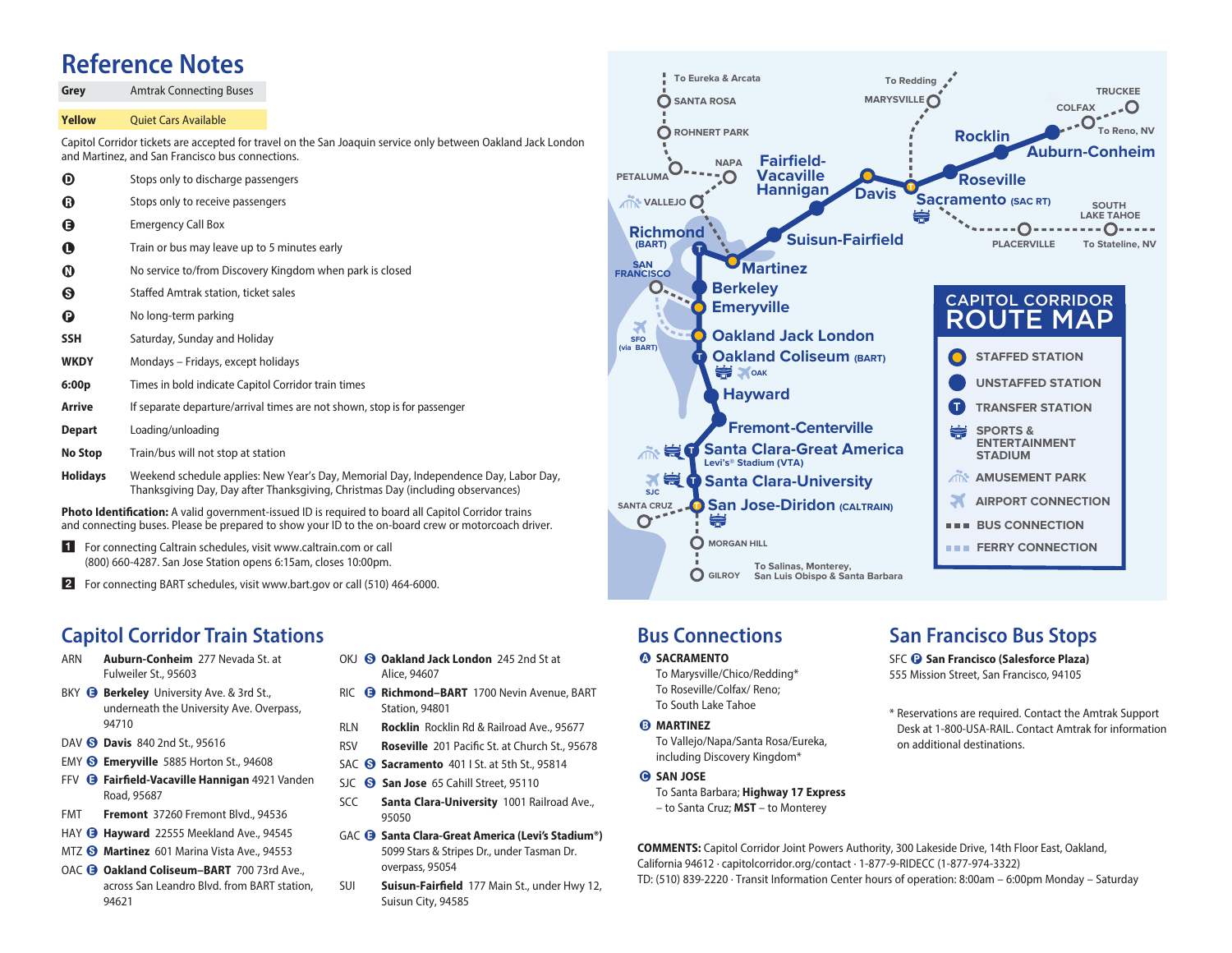# Reference Notes

| | |
|---|---|
| **Grey** | Amtrak Connecting Buses |
| **Yellow** | Quiet Cars Available |

Capitol Corridor tickets are accepted for travel on the San Joaquin service only between Oakland Jack London and Martinez, and San Francisco bus connections.

| | |
|---|---|
| D | Stops only to discharge passengers |
| R | Stops only to receive passengers |
| E | Emergency Call Box |
| L | Train or bus may leave up to 5 minutes early |
| N | No service to/from Discovery Kingdom when park is closed |
| S | Staffed Amtrak station, ticket sales |
| P | No long-term parking |
| **SSH** | Saturday, Sunday and Holiday |
| **WKDY** | Mondays – Fridays, except holidays |
| **6:00p** | Times in bold indicate Capitol Corridor train times |
| **Arrive** | If separate departure/arrival times are not shown, stop is for passenger |
| **Depart** | Loading/unloading |
| **No Stop** | Train/bus will not stop at station |
| **Holidays** | Weekend schedule applies: New Year's Day, Memorial Day, Independence Day, Labor Day, Thanksgiving Day, Day after Thanksgiving, Christmas Day (including observances) |

**Photo Identification:** A valid government-issued ID is required to board all Capitol Corridor trains and connecting buses. Please be prepared to show your ID to the on-board crew or motorcoach driver.

1 For connecting Caltrain schedules, visit www.caltrain.com or call (800) 660-4287. San Jose Station opens 6:15am, closes 10:00pm.

2 For connecting BART schedules, visit www.bart.gov or call (510) 464-6000.

## Capitol Corridor Route Map

To Eureka & Arcata
SANTA ROSA
ROHNERT PARK
PETALUMA
NAPA
VALLEJO
To Redding
MARYSVILLE
TRUCKEE
COLFAX
To Reno, NV
Rocklin
Auburn-Conheim
Roseville
Fairfield-Vacaville Hannigan
Davis
Sacramento (SAC RT)
SOUTH LAKE TAHOE
PLACERVILLE
To Stateline, NV
Richmond (BART)
Suisun-Fairfield
Martinez
SAN FRANCISCO
Berkeley
Emeryville
SFO (via BART)
Oakland Jack London
Oakland Coliseum (BART)
OAK
Hayward
Fremont-Centerville
Santa Clara-Great America
Levi's® Stadium (VTA)
SJC
Santa Clara-University
SANTA CRUZ
San Jose-Diridon (CALTRAIN)
MORGAN HILL
GILROY
To Salinas, Monterey, San Luis Obispo & Santa Barbara

STAFFED STATION
UNSTAFFED STATION
TRANSFER STATION
SPORTS & ENTERTAINMENT STADIUM
AMUSEMENT PARK
AIRPORT CONNECTION
BUS CONNECTION
FERRY CONNECTION

## Capitol Corridor Train Stations

- ARN **Auburn-Conheim** 277 Nevada St. at Fulweiler St., 95603
- BKY E **Berkeley** University Ave. & 3rd St., underneath the University Ave. Overpass, 94710
- DAV S **Davis** 840 2nd St., 95616
- EMY S **Emeryville** 5885 Horton St., 94608
- FFV E **Fairfield-Vacaville Hannigan** 4921 Vanden Road, 95687
- FMT **Fremont** 37260 Fremont Blvd., 94536
- HAY E **Hayward** 22555 Meekland Ave., 94545
- MTZ S **Martinez** 601 Marina Vista Ave., 94553
- OAC E **Oakland Coliseum–BART** 700 73rd Ave., across San Leandro Blvd. from BART station, 94621
- OKJ S **Oakland Jack London** 245 2nd St at Alice, 94607
- RIC E **Richmond–BART** 1700 Nevin Avenue, BART Station, 94801
- RLN **Rocklin** Rocklin Rd & Railroad Ave., 95677
- RSV **Roseville** 201 Pacific St. at Church St., 95678
- SAC S **Sacramento** 401 I St. at 5th St., 95814
- SJC S **San Jose** 65 Cahill Street, 95110
- SCC **Santa Clara-University** 1001 Railroad Ave., 95050
- GAC E **Santa Clara-Great America (Levi's Stadium®)** 5099 Stars & Stripes Dr., under Tasman Dr. overpass, 95054
- SUI **Suisun-Fairfield** 177 Main St., under Hwy 12, Suisun City, 94585

## Bus Connections

**A SACRAMENTO**
To Marysville/Chico/Redding*
To Roseville/Colfax/ Reno;
To South Lake Tahoe

**B MARTINEZ**
To Vallejo/Napa/Santa Rosa/Eureka, including Discovery Kingdom*

**C SAN JOSE**
To Santa Barbara; **Highway 17 Express** – to Santa Cruz; **MST** – to Monterey

## San Francisco Bus Stops

SFC P **San Francisco (Salesforce Plaza)**
555 Mission Street, San Francisco, 94105

\* Reservations are required. Contact the Amtrak Support Desk at 1-800-USA-RAIL. Contact Amtrak for information on additional destinations.

**COMMENTS:** Capitol Corridor Joint Powers Authority, 300 Lakeside Drive, 14th Floor East, Oakland, California 94612 · capitolcorridor.org/contact · 1-877-9-RIDECC (1-877-974-3322)
TD: (510) 839-2220 · Transit Information Center hours of operation: 8:00am – 6:00pm Monday – Saturday